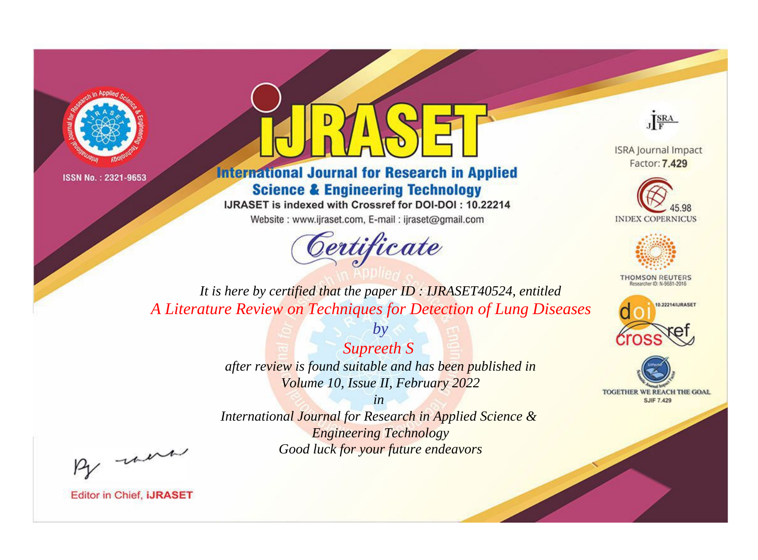ISSN No. : 2321-9653

# IJRASET

## International Journal for Research in Applied Science & Engineering Technology

IJRASET is indexed with Crossref for DOI-DOI : 10.22214

Website : www.ijraset.com, E-mail : ijraset@gmail.com

ISRA Journal Impact Factor: **7.429**

45.98 INDEX COPERNICUS

THOMSON REUTERS Researcher ID: N-9681-2016

10.22214/IJRASET

TOGETHER WE REACH THE GOAL SJIF 7.429

## *Certificate*

*It is here by certified that the paper ID : IJRASET40524, entitled*

*A Literature Review on Techniques for Detection of Lung Diseases*

*by*

*Supreeth S*

*after review is found suitable and has been published in*

*Volume 10, Issue II, February 2022*

*in*

*International Journal for Research in Applied Science & Engineering Technology*

*Good luck for your future endeavors*

Editor in Chief, **iJRASET**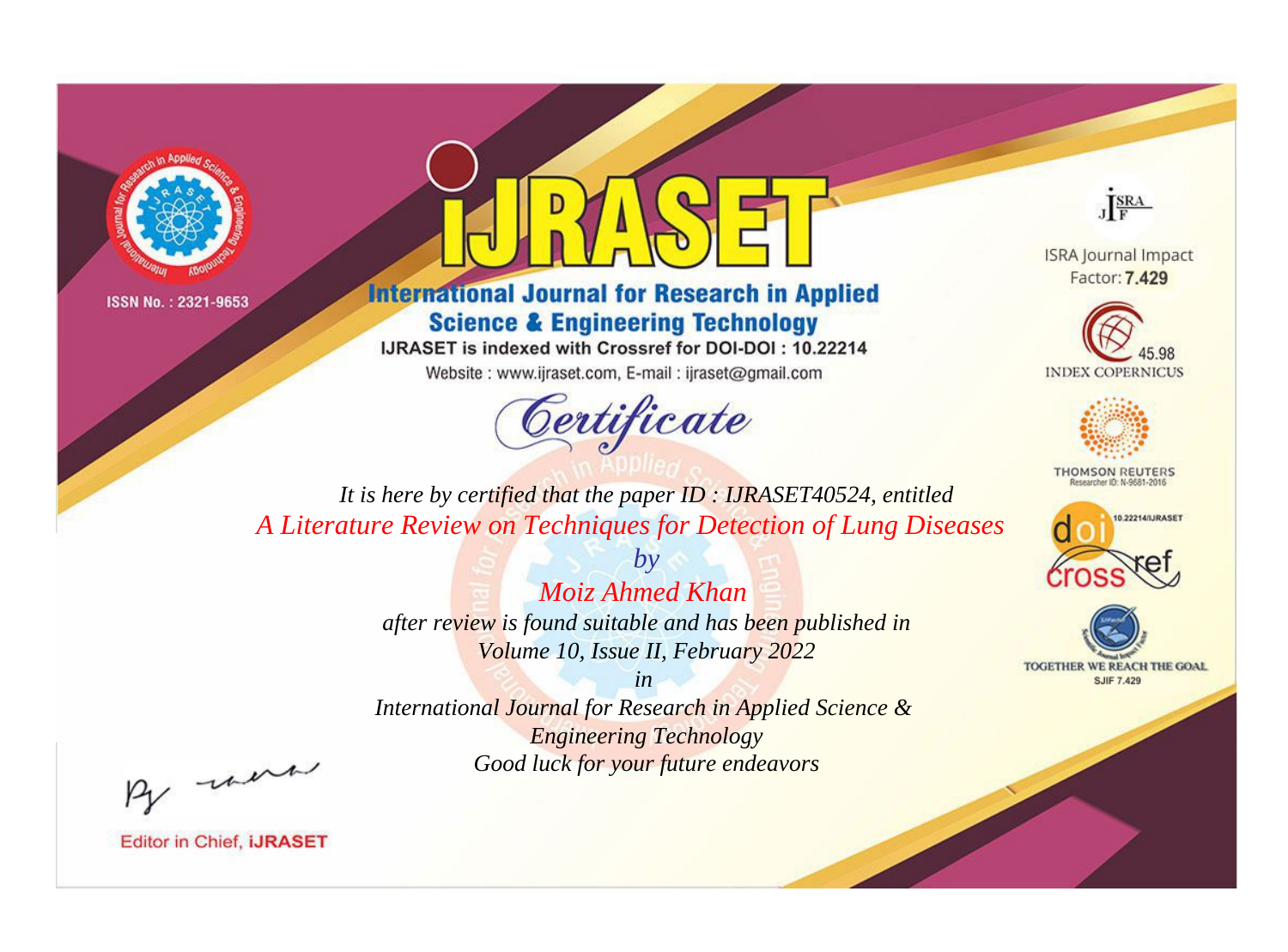ISSN No. : 2321-9653

# iJRASET

## International Journal for Research in Applied Science & Engineering Technology

IJRASET is indexed with Crossref for DOI-DOI : 10.22214

Website : www.ijraset.com, E-mail : ijraset@gmail.com

ISRA Journal Impact Factor: **7.429**

45.98 INDEX COPERNICUS

THOMSON REUTERS Researcher ID: N-9681-2016

10.22214/IJRASET

TOGETHER WE REACH THE GOAL SJIF 7.429

*Certificate*

*It is here by certified that the paper ID : IJRASET40524, entitled*

*A Literature Review on Techniques for Detection of Lung Diseases*

*by*

*Moiz Ahmed Khan*

*after review is found suitable and has been published in*

*Volume 10, Issue II, February 2022*

*in*

*International Journal for Research in Applied Science & Engineering Technology*

*Good luck for your future endeavors*

Editor in Chief, **iJRASET**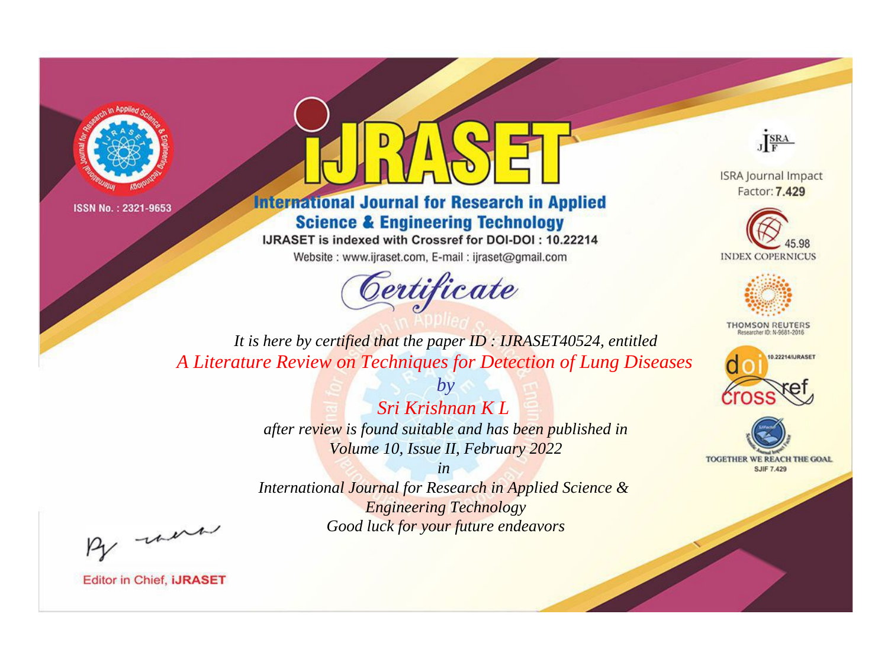ISSN No. : 2321-9653

# IJRASET

## International Journal for Research in Applied Science & Engineering Technology

IJRASET is indexed with Crossref for DOI-DOI : 10.22214

Website : www.ijraset.com, E-mail : ijraset@gmail.com

ISRA Journal Impact Factor: **7.429**

45.98 INDEX COPERNICUS

THOMSON REUTERS Researcher ID: N-9681-2016

10.22214/IJRASET

TOGETHER WE REACH THE GOAL SJIF 7.429

## Certificate

*It is here by certified that the paper ID : IJRASET40524, entitled*

*A Literature Review on Techniques for Detection of Lung Diseases*

*by*

*Sri Krishnan K L*

*after review is found suitable and has been published in*

*Volume 10, Issue II, February 2022*

*in*

*International Journal for Research in Applied Science & Engineering Technology*

*Good luck for your future endeavors*

Editor in Chief, **iJRASET**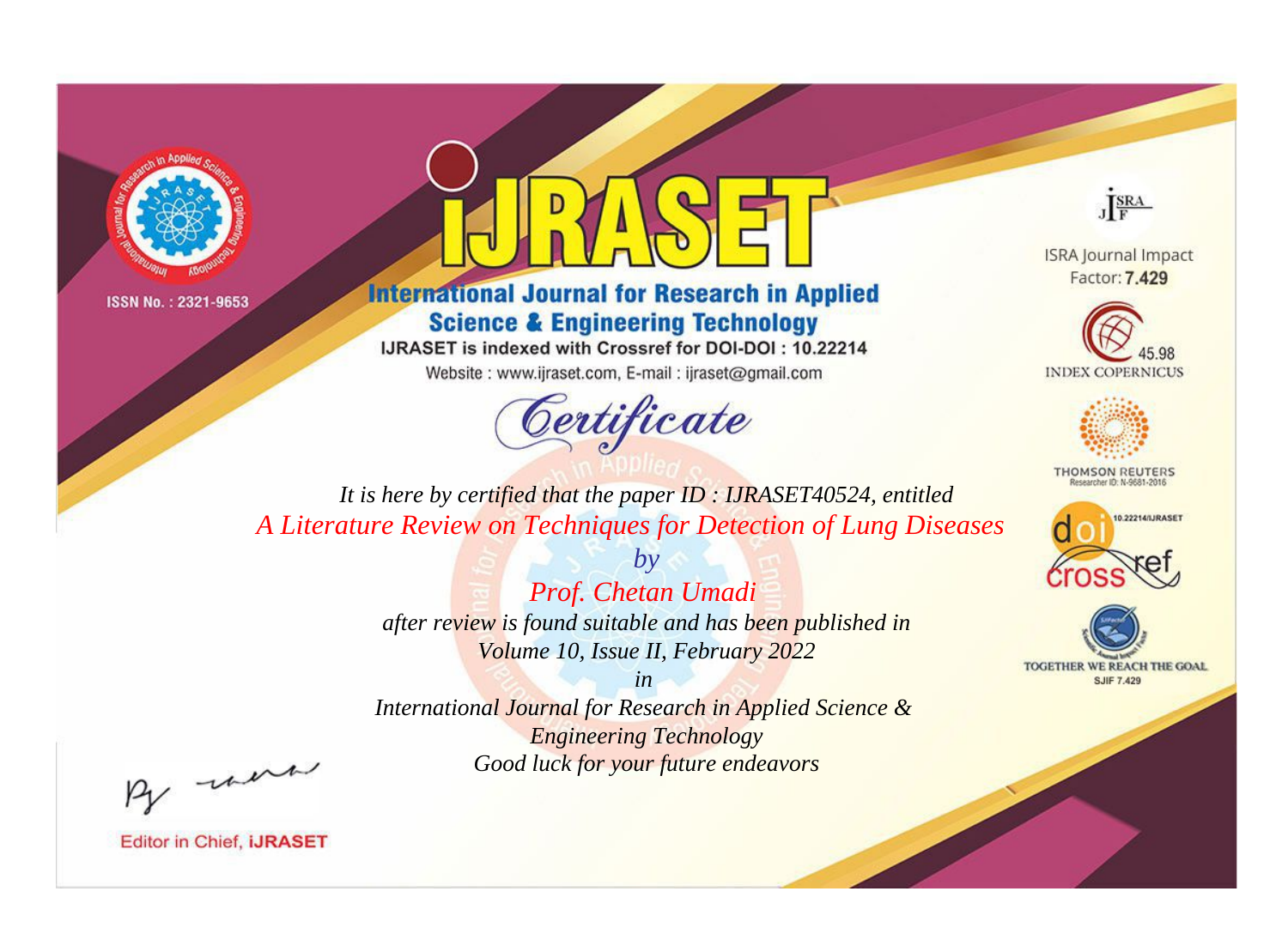ISSN No. : 2321-9653

# iJRASET

## International Journal for Research in Applied Science & Engineering Technology

IJRASET is indexed with Crossref for DOI-DOI : 10.22214

Website : www.ijraset.com, E-mail : ijraset@gmail.com

*Certificate*

*It is here by certified that the paper ID : IJRASET40524, entitled*

*A Literature Review on Techniques for Detection of Lung Diseases*

*by*

*Prof. Chetan Umadi*

*after review is found suitable and has been published in*

*Volume 10, Issue II, February 2022*

*in*

*International Journal for Research in Applied Science & Engineering Technology*

*Good luck for your future endeavors*

ISRA Journal Impact Factor: **7.429**

45.98 INDEX COPERNICUS

THOMSON REUTERS Researcher ID: N-9681-2016

10.22214/IJRASET

TOGETHER WE REACH THE GOAL SJIF 7.429

Editor in Chief, **iJRASET**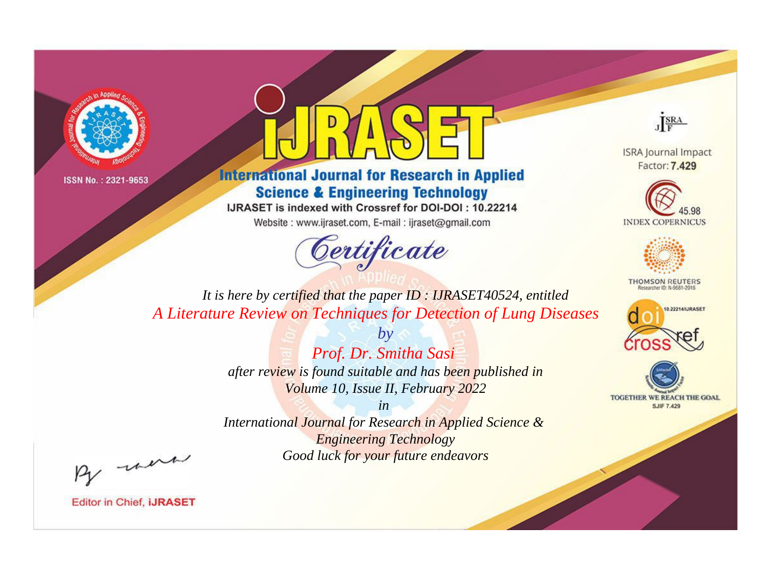ISSN No. : 2321-9653

# iJRASET

## International Journal for Research in Applied Science & Engineering Technology

IJRASET is indexed with Crossref for DOI-DOI : 10.22214

Website : www.ijraset.com, E-mail : ijraset@gmail.com

*Certificate*

*It is here by certified that the paper ID : IJRASET40524, entitled*

*A Literature Review on Techniques for Detection of Lung Diseases*

*by*

*Prof. Dr. Smitha Sasi*

*after review is found suitable and has been published in*

*Volume 10, Issue II, February 2022*

*in*

*International Journal for Research in Applied Science & Engineering Technology*

*Good luck for your future endeavors*

ISRA Journal Impact Factor: **7.429**

45.98 INDEX COPERNICUS

THOMSON REUTERS Researcher ID: N-9681-2016

10.22214/IJRASET

TOGETHER WE REACH THE GOAL SJIF 7.429

Editor in Chief, **iJRASET**